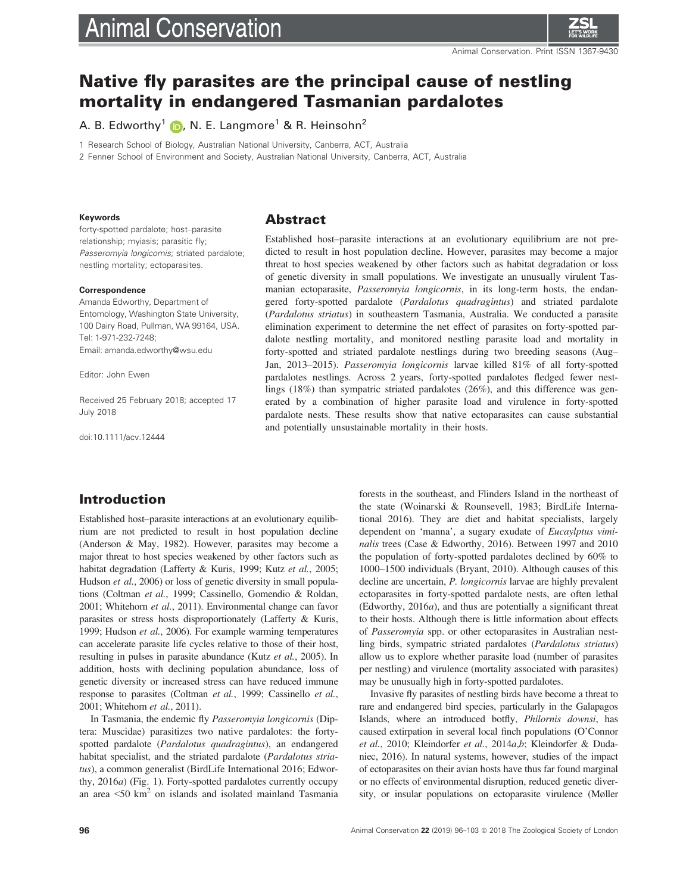# Native fly parasites are the principal cause of nestling mortality in endangered Tasmanian pardalotes

A. B. Edworthy[1], N. E. Langmore[1] & R. Heinsohn[2]

1 Research School of Biology, Australian National University, Canberra, ACT, Australia

2 Fenner School of Environment and Society, Australian National University, Canberra, ACT, Australia

**Keywords**

forty-spotted pardalote; host–parasite relationship; myiasis; parasitic fly; *Passeromyia longicornis*; striated pardalote; nestling mortality; ectoparasites.

**Correspondence**

Amanda Edworthy, Department of Entomology, Washington State University, 100 Dairy Road, Pullman, WA 99164, USA. Tel: 1-971-232-7248; Email: amanda.edworthy@wsu.edu

Editor: John Ewen

Received 25 February 2018; accepted 17 July 2018

doi:10.1111/acv.12444

## Abstract

Established host–parasite interactions at an evolutionary equilibrium are not predicted to result in host population decline. However, parasites may become a major threat to host species weakened by other factors such as habitat degradation or loss of genetic diversity in small populations. We investigate an unusually virulent Tasmanian ectoparasite, *Passeromyia longicornis*, in its long-term hosts, the endangered forty-spotted pardalote (*Pardalotus quadragintus*) and striated pardalote (*Pardalotus striatus*) in southeastern Tasmania, Australia. We conducted a parasite elimination experiment to determine the net effect of parasites on forty-spotted pardalote nestling mortality, and monitored nestling parasite load and mortality in forty-spotted and striated pardalote nestlings during two breeding seasons (Aug–Jan, 2013–2015). *Passeromyia longicornis* larvae killed 81% of all forty-spotted pardalotes nestlings. Across 2 years, forty-spotted pardalotes fledged fewer nestlings (18%) than sympatric striated pardalotes (26%), and this difference was generated by a combination of higher parasite load and virulence in forty-spotted pardalote nests. These results show that native ectoparasites can cause substantial and potentially unsustainable mortality in their hosts.

## Introduction

Established host–parasite interactions at an evolutionary equilibrium are not predicted to result in host population decline (Anderson & May, 1982). However, parasites may become a major threat to host species weakened by other factors such as habitat degradation (Lafferty & Kuris, 1999; Kutz *et al.*, 2005; Hudson *et al.*, 2006) or loss of genetic diversity in small populations (Coltman *et al.*, 1999; Cassinello, Gomendio & Roldan, 2001; Whitehorn *et al.*, 2011). Environmental change can favor parasites or stress hosts disproportionately (Lafferty & Kuris, 1999; Hudson *et al.*, 2006). For example warming temperatures can accelerate parasite life cycles relative to those of their host, resulting in pulses in parasite abundance (Kutz *et al.*, 2005). In addition, hosts with declining population abundance, loss of genetic diversity or increased stress can have reduced immune response to parasites (Coltman *et al.*, 1999; Cassinello *et al.*, 2001; Whitehorn *et al.*, 2011).

In Tasmania, the endemic fly *Passeromyia longicornis* (Diptera: Muscidae) parasitizes two native pardalotes: the forty-spotted pardalote (*Pardalotus quadragintus*), an endangered habitat specialist, and the striated pardalote (*Pardalotus striatus*), a common generalist (BirdLife International 2016; Edworthy, 2016*a*) (Fig. 1). Forty-spotted pardalotes currently occupy an area <50 km$^2$ on islands and isolated mainland Tasmania forests in the southeast, and Flinders Island in the northeast of the state (Woinarski & Rounsevell, 1983; BirdLife International 2016). They are diet and habitat specialists, largely dependent on 'manna', a sugary exudate of *Eucalyptus viminalis* trees (Case & Edworthy, 2016). Between 1997 and 2010 the population of forty-spotted pardalotes declined by 60% to 1000–1500 individuals (Bryant, 2010). Although causes of this decline are uncertain, *P. longicornis* larvae are highly prevalent ectoparasites in forty-spotted pardalote nests, are often lethal (Edworthy, 2016*a*), and thus are potentially a significant threat to their hosts. Although there is little information about effects of *Passeromyia* spp. or other ectoparasites in Australian nestling birds, sympatric striated pardalotes (*Pardalotus striatus*) allow us to explore whether parasite load (number of parasites per nestling) and virulence (mortality associated with parasites) may be unusually high in forty-spotted pardalotes.

Invasive fly parasites of nestling birds have become a threat to rare and endangered bird species, particularly in the Galapagos Islands, where an introduced botfly, *Philornis downsi*, has caused extirpation in several local finch populations (O'Connor *et al.*, 2010; Kleindorfer *et al.*, 2014*a*,*b*; Kleindorfer & Dudaniec, 2016). In natural systems, however, studies of the impact of ectoparasites on their avian hosts have thus far found marginal or no effects of environmental disruption, reduced genetic diversity, or insular populations on ectoparasite virulence (Møller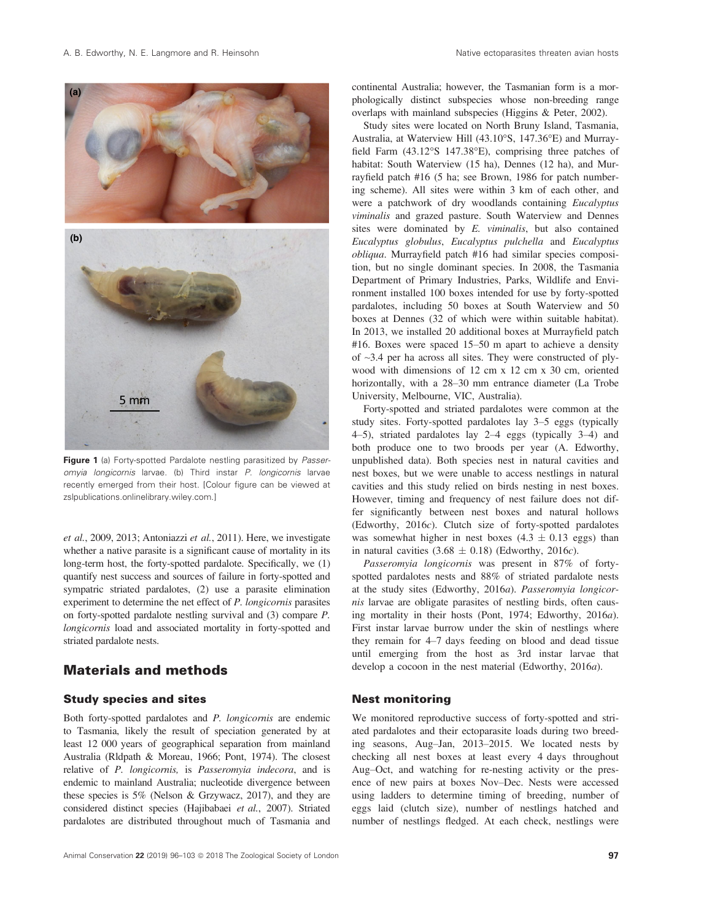Figure 1 (a) Forty-spotted Pardalote nestling parasitized by *Passeromyia longicornis* larvae. (b) Third instar *P. longicornis* larvae recently emerged from their host. [Colour figure can be viewed at zslpublications.onlinelibrary.wiley.com.]

*et al.*, 2009, 2013; Antoniazzi *et al.*, 2011). Here, we investigate whether a native parasite is a significant cause of mortality in its long-term host, the forty-spotted pardalote. Specifically, we (1) quantify nest success and sources of failure in forty-spotted and sympatric striated pardalotes, (2) use a parasite elimination experiment to determine the net effect of *P. longicornis* parasites on forty-spotted pardalote nestling survival and (3) compare *P. longicornis* load and associated mortality in forty-spotted and striated pardalote nests.

## Materials and methods

### Study species and sites

Both forty-spotted pardalotes and *P. longicornis* are endemic to Tasmania, likely the result of speciation generated by at least 12 000 years of geographical separation from mainland Australia (Rldpath & Moreau, 1966; Pont, 1974). The closest relative of *P. longicornis,* is *Passeromyia indecora*, and is endemic to mainland Australia; nucleotide divergence between these species is 5% (Nelson & Grzywacz, 2017), and they are considered distinct species (Hajibabaei *et al.*, 2007). Striated pardalotes are distributed throughout much of Tasmania and continental Australia; however, the Tasmanian form is a morphologically distinct subspecies whose non-breeding range overlaps with mainland subspecies (Higgins & Peter, 2002).

Study sites were located on North Bruny Island, Tasmania, Australia, at Waterview Hill (43.10°S, 147.36°E) and Murrayfield Farm (43.12°S 147.38°E), comprising three patches of habitat: South Waterview (15 ha), Dennes (12 ha), and Murrayfield patch #16 (5 ha; see Brown, 1986 for patch numbering scheme). All sites were within 3 km of each other, and were a patchwork of dry woodlands containing *Eucalyptus viminalis* and grazed pasture. South Waterview and Dennes sites were dominated by *E. viminalis*, but also contained *Eucalyptus globulus*, *Eucalyptus pulchella* and *Eucalyptus obliqua*. Murrayfield patch #16 had similar species composition, but no single dominant species. In 2008, the Tasmania Department of Primary Industries, Parks, Wildlife and Environment installed 100 boxes intended for use by forty-spotted pardalotes, including 50 boxes at South Waterview and 50 boxes at Dennes (32 of which were within suitable habitat). In 2013, we installed 20 additional boxes at Murrayfield patch #16. Boxes were spaced 15–50 m apart to achieve a density of ~3.4 per ha across all sites. They were constructed of plywood with dimensions of 12 cm x 12 cm x 30 cm, oriented horizontally, with a 28–30 mm entrance diameter (La Trobe University, Melbourne, VIC, Australia).

Forty-spotted and striated pardalotes were common at the study sites. Forty-spotted pardalotes lay 3–5 eggs (typically 4–5), striated pardalotes lay 2–4 eggs (typically 3–4) and both produce one to two broods per year (A. Edworthy, unpublished data). Both species nest in natural cavities and nest boxes, but we were unable to access nestlings in natural cavities and this study relied on birds nesting in nest boxes. However, timing and frequency of nest failure does not differ significantly between nest boxes and natural hollows (Edworthy, 2016*c*). Clutch size of forty-spotted pardalotes was somewhat higher in nest boxes ($4.3 \pm 0.13$ eggs) than in natural cavities ($3.68 \pm 0.18$) (Edworthy, 2016*c*).

*Passeromyia longicornis* was present in 87% of forty-spotted pardalotes nests and 88% of striated pardalote nests at the study sites (Edworthy, 2016*a*). *Passeromyia longicornis* larvae are obligate parasites of nestling birds, often causing mortality in their hosts (Pont, 1974; Edworthy, 2016*a*). First instar larvae burrow under the skin of nestlings where they remain for 4–7 days feeding on blood and dead tissue until emerging from the host as 3rd instar larvae that develop a cocoon in the nest material (Edworthy, 2016*a*).

### Nest monitoring

We monitored reproductive success of forty-spotted and striated pardalotes and their ectoparasite loads during two breeding seasons, Aug–Jan, 2013–2015. We located nests by checking all nest boxes at least every 4 days throughout Aug–Oct, and watching for re-nesting activity or the presence of new pairs at boxes Nov–Dec. Nests were accessed using ladders to determine timing of breeding, number of eggs laid (clutch size), number of nestlings hatched and number of nestlings fledged. At each check, nestlings were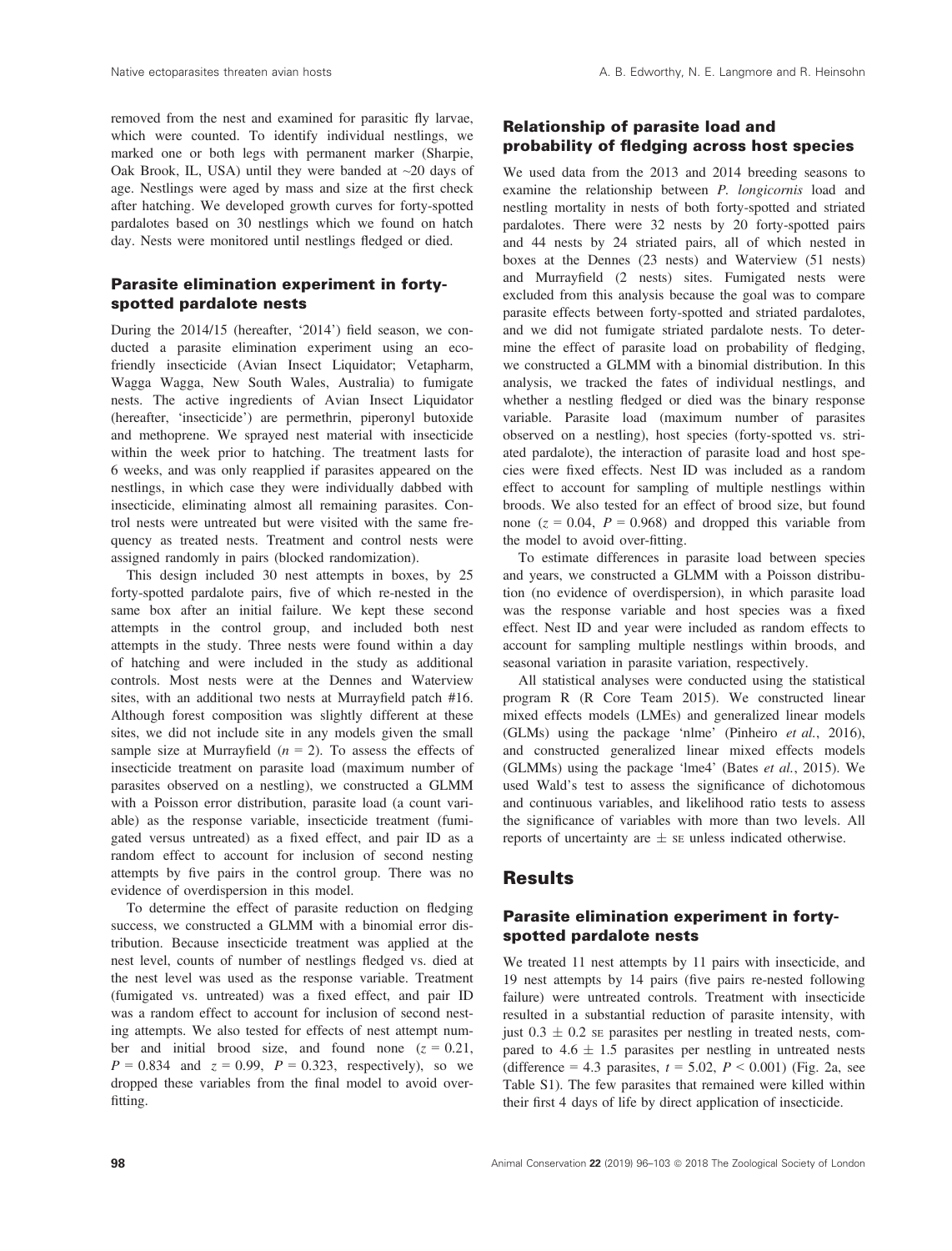removed from the nest and examined for parasitic fly larvae, which were counted. To identify individual nestlings, we marked one or both legs with permanent marker (Sharpie, Oak Brook, IL, USA) until they were banded at ~20 days of age. Nestlings were aged by mass and size at the first check after hatching. We developed growth curves for forty-spotted pardalotes based on 30 nestlings which we found on hatch day. Nests were monitored until nestlings fledged or died.

### Parasite elimination experiment in forty-spotted pardalote nests

During the 2014/15 (hereafter, '2014') field season, we conducted a parasite elimination experiment using an eco-friendly insecticide (Avian Insect Liquidator; Vetapharm, Wagga Wagga, New South Wales, Australia) to fumigate nests. The active ingredients of Avian Insect Liquidator (hereafter, 'insecticide') are permethrin, piperonyl butoxide and methoprene. We sprayed nest material with insecticide within the week prior to hatching. The treatment lasts for 6 weeks, and was only reapplied if parasites appeared on the nestlings, in which case they were individually dabbed with insecticide, eliminating almost all remaining parasites. Control nests were untreated but were visited with the same frequency as treated nests. Treatment and control nests were assigned randomly in pairs (blocked randomization).

This design included 30 nest attempts in boxes, by 25 forty-spotted pardalote pairs, five of which re-nested in the same box after an initial failure. We kept these second attempts in the control group, and included both nest attempts in the study. Three nests were found within a day of hatching and were included in the study as additional controls. Most nests were at the Dennes and Waterview sites, with an additional two nests at Murrayfield patch #16. Although forest composition was slightly different at these sites, we did not include site in any models given the small sample size at Murrayfield ($n = 2$). To assess the effects of insecticide treatment on parasite load (maximum number of parasites observed on a nestling), we constructed a GLMM with a Poisson error distribution, parasite load (a count variable) as the response variable, insecticide treatment (fumigated versus untreated) as a fixed effect, and pair ID as a random effect to account for inclusion of second nesting attempts by five pairs in the control group. There was no evidence of overdispersion in this model.

To determine the effect of parasite reduction on fledging success, we constructed a GLMM with a binomial error distribution. Because insecticide treatment was applied at the nest level, counts of number of nestlings fledged vs. died at the nest level was used as the response variable. Treatment (fumigated vs. untreated) was a fixed effect, and pair ID was a random effect to account for inclusion of second nesting attempts. We also tested for effects of nest attempt number and initial brood size, and found none ($z = 0.21$, $P = 0.834$ and $z = 0.99$, $P = 0.323$, respectively), so we dropped these variables from the final model to avoid over-fitting.

### Relationship of parasite load and probability of fledging across host species

We used data from the 2013 and 2014 breeding seasons to examine the relationship between *P. longicornis* load and nestling mortality in nests of both forty-spotted and striated pardalotes. There were 32 nests by 20 forty-spotted pairs and 44 nests by 24 striated pairs, all of which nested in boxes at the Dennes (23 nests) and Waterview (51 nests) and Murrayfield (2 nests) sites. Fumigated nests were excluded from this analysis because the goal was to compare parasite effects between forty-spotted and striated pardalotes, and we did not fumigate striated pardalote nests. To determine the effect of parasite load on probability of fledging, we constructed a GLMM with a binomial distribution. In this analysis, we tracked the fates of individual nestlings, and whether a nestling fledged or died was the binary response variable. Parasite load (maximum number of parasites observed on a nestling), host species (forty-spotted vs. striated pardalote), the interaction of parasite load and host species were fixed effects. Nest ID was included as a random effect to account for sampling of multiple nestlings within broods. We also tested for an effect of brood size, but found none ($z = 0.04$, $P = 0.968$) and dropped this variable from the model to avoid over-fitting.

To estimate differences in parasite load between species and years, we constructed a GLMM with a Poisson distribution (no evidence of overdispersion), in which parasite load was the response variable and host species was a fixed effect. Nest ID and year were included as random effects to account for sampling multiple nestlings within broods, and seasonal variation in parasite variation, respectively.

All statistical analyses were conducted using the statistical program R (R Core Team 2015). We constructed linear mixed effects models (LMEs) and generalized linear models (GLMs) using the package 'nlme' (Pinheiro *et al.*, 2016), and constructed generalized linear mixed effects models (GLMMs) using the package 'lme4' (Bates *et al.*, 2015). We used Wald's test to assess the significance of dichotomous and continuous variables, and likelihood ratio tests to assess the significance of variables with more than two levels. All reports of uncertainty are $\pm$ SE unless indicated otherwise.

## Results

### Parasite elimination experiment in forty-spotted pardalote nests

We treated 11 nest attempts by 11 pairs with insecticide, and 19 nest attempts by 14 pairs (five pairs re-nested following failure) were untreated controls. Treatment with insecticide resulted in a substantial reduction of parasite intensity, with just $0.3 \pm 0.2$ SE parasites per nestling in treated nests, compared to $4.6 \pm 1.5$ parasites per nestling in untreated nests (difference = 4.3 parasites, $t = 5.02$, $P < 0.001$) (Fig. 2a, see Table S1). The few parasites that remained were killed within their first 4 days of life by direct application of insecticide.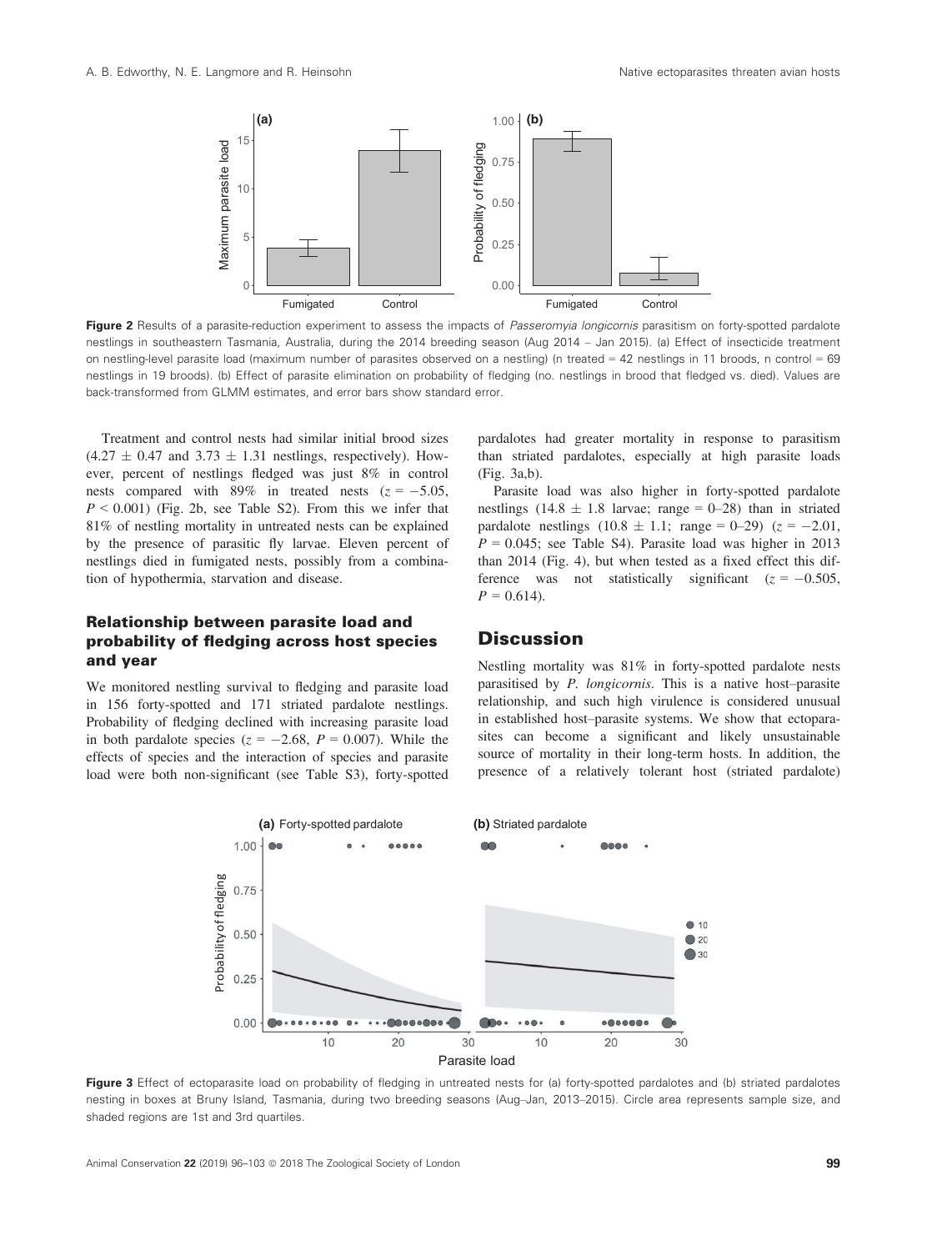(a)

Maximum parasite load

15
10
5
0

Fumigated
Control

(b)

Probability of fledging

1.00
0.75
0.50
0.25
0.00

Fumigated
Control

**Figure 2** Results of a parasite-reduction experiment to assess the impacts of *Passeromyia longicornis* parasitism on forty-spotted pardalote nestlings in southeastern Tasmania, Australia, during the 2014 breeding season (Aug 2014 – Jan 2015). (a) Effect of insecticide treatment on nestling-level parasite load (maximum number of parasites observed on a nestling) (n treated = 42 nestlings in 11 broods, n control = 69 nestlings in 19 broods). (b) Effect of parasite elimination on probability of fledging (no. nestlings in brood that fledged vs. died). Values are back-transformed from GLMM estimates, and error bars show standard error.

Treatment and control nests had similar initial brood sizes ($4.27 \pm 0.47$ and $3.73 \pm 1.31$ nestlings, respectively). However, percent of nestlings fledged was just 8% in control nests compared with 89% in treated nests ($z = -5.05$, $P < 0.001$) (Fig. 2b, see Table S2). From this we infer that 81% of nestling mortality in untreated nests can be explained by the presence of parasitic fly larvae. Eleven percent of nestlings died in fumigated nests, possibly from a combination of hypothermia, starvation and disease.

### Relationship between parasite load and probability of fledging across host species and year

We monitored nestling survival to fledging and parasite load in 156 forty-spotted and 171 striated pardalote nestlings. Probability of fledging declined with increasing parasite load in both pardalote species ($z = -2.68$, $P = 0.007$). While the effects of species and the interaction of species and parasite load were both non-significant (see Table S3), forty-spotted pardalotes had greater mortality in response to parasitism than striated pardalotes, especially at high parasite loads (Fig. 3a,b).

Parasite load was also higher in forty-spotted pardalote nestlings ($14.8 \pm 1.8$ larvae; range = 0–28) than in striated pardalote nestlings ($10.8 \pm 1.1$; range = 0–29) ($z = -2.01$, $P = 0.045$; see Table S4). Parasite load was higher in 2013 than 2014 (Fig. 4), but when tested as a fixed effect this difference was not statistically significant ($z = -0.505$, $P = 0.614$).

## Discussion

Nestling mortality was 81% in forty-spotted pardalote nests parasitised by *P. longicornis*. This is a native host–parasite relationship, and such high virulence is considered unusual in established host–parasite systems. We show that ectoparasites can become a significant and likely unsustainable source of mortality in their long-term hosts. In addition, the presence of a relatively tolerant host (striated pardalote)

(a) Forty-spotted pardalote

(b) Striated pardalote

Probability of fledging

1.00
0.75
0.50
0.25
0.00

10
20
30
10
20
30

Parasite load

10
20
30

**Figure 3** Effect of ectoparasite load on probability of fledging in untreated nests for (a) forty-spotted pardalotes and (b) striated pardalotes nesting in boxes at Bruny Island, Tasmania, during two breeding seasons (Aug–Jan, 2013–2015). Circle area represents sample size, and shaded regions are 1st and 3rd quartiles.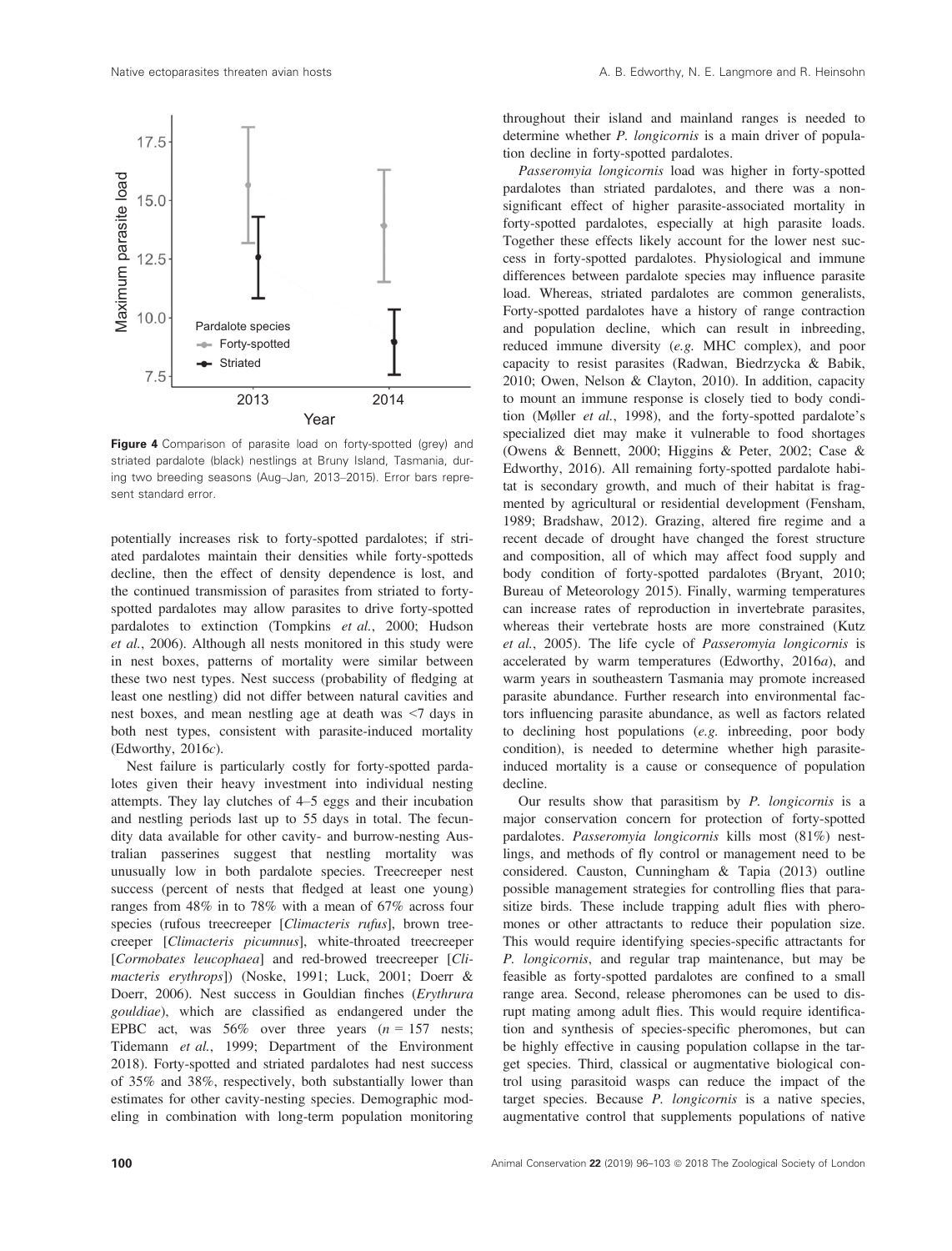17.5
15.0
12.5
10.0
7.5
Maximum parasite load
Pardalote species
Forty-spotted
Striated
2013
2014
Year

**Figure 4** Comparison of parasite load on forty-spotted (grey) and striated pardalote (black) nestlings at Bruny Island, Tasmania, during two breeding seasons (Aug–Jan, 2013–2015). Error bars represent standard error.

potentially increases risk to forty-spotted pardalotes; if striated pardalotes maintain their densities while forty-spotteds decline, then the effect of density dependence is lost, and the continued transmission of parasites from striated to forty-spotted pardalotes may allow parasites to drive forty-spotted pardalotes to extinction (Tompkins *et al.*, 2000; Hudson *et al.*, 2006). Although all nests monitored in this study were in nest boxes, patterns of mortality were similar between these two nest types. Nest success (probability of fledging at least one nestling) did not differ between natural cavities and nest boxes, and mean nestling age at death was <7 days in both nest types, consistent with parasite-induced mortality (Edworthy, 2016*c*).

Nest failure is particularly costly for forty-spotted pardalotes given their heavy investment into individual nesting attempts. They lay clutches of 4–5 eggs and their incubation and nestling periods last up to 55 days in total. The fecundity data available for other cavity- and burrow-nesting Australian passerines suggest that nestling mortality was unusually low in both pardalote species. Treecreeper nest success (percent of nests that fledged at least one young) ranges from 48% in to 78% with a mean of 67% across four species (rufous treecreeper [*Climacteris rufus*], brown treecreeper [*Climacteris picumnus*], white-throated treecreeper [*Cormobates leucophaea*] and red-browed treecreeper [*Climacteris erythrops*]) (Noske, 1991; Luck, 2001; Doerr & Doerr, 2006). Nest success in Gouldian finches (*Erythrura gouldiae*), which are classified as endangered under the EPBC act, was 56% over three years ($n = 157$ nests; Tidemann *et al.*, 1999; Department of the Environment 2018). Forty-spotted and striated pardalotes had nest success of 35% and 38%, respectively, both substantially lower than estimates for other cavity-nesting species. Demographic modeling in combination with long-term population monitoring throughout their island and mainland ranges is needed to determine whether *P. longicornis* is a main driver of population decline in forty-spotted pardalotes.

*Passeromyia longicornis* load was higher in forty-spotted pardalotes than striated pardalotes, and there was a non-significant effect of higher parasite-associated mortality in forty-spotted pardalotes, especially at high parasite loads. Together these effects likely account for the lower nest success in forty-spotted pardalotes. Physiological and immune differences between pardalote species may influence parasite load. Whereas, striated pardalotes are common generalists, Forty-spotted pardalotes have a history of range contraction and population decline, which can result in inbreeding, reduced immune diversity (*e.g.* MHC complex), and poor capacity to resist parasites (Radwan, Biedrzycka & Babik, 2010; Owen, Nelson & Clayton, 2010). In addition, capacity to mount an immune response is closely tied to body condition (Møller *et al.*, 1998), and the forty-spotted pardalote's specialized diet may make it vulnerable to food shortages (Owens & Bennett, 2000; Higgins & Peter, 2002; Case & Edworthy, 2016). All remaining forty-spotted pardalote habitat is secondary growth, and much of their habitat is fragmented by agricultural or residential development (Fensham, 1989; Bradshaw, 2012). Grazing, altered fire regime and a recent decade of drought have changed the forest structure and composition, all of which may affect food supply and body condition of forty-spotted pardalotes (Bryant, 2010; Bureau of Meteorology 2015). Finally, warming temperatures can increase rates of reproduction in invertebrate parasites, whereas their vertebrate hosts are more constrained (Kutz *et al.*, 2005). The life cycle of *Passeromyia longicornis* is accelerated by warm temperatures (Edworthy, 2016*a*), and warm years in southeastern Tasmania may promote increased parasite abundance. Further research into environmental factors influencing parasite abundance, as well as factors related to declining host populations (*e.g.* inbreeding, poor body condition), is needed to determine whether high parasite-induced mortality is a cause or consequence of population decline.

Our results show that parasitism by *P. longicornis* is a major conservation concern for protection of forty-spotted pardalotes. *Passeromyia longicornis* kills most (81%) nestlings, and methods of fly control or management need to be considered. Causton, Cunningham & Tapia (2013) outline possible management strategies for controlling flies that parasitize birds. These include trapping adult flies with pheromones or other attractants to reduce their population size. This would require identifying species-specific attractants for *P. longicornis*, and regular trap maintenance, but may be feasible as forty-spotted pardalotes are confined to a small range area. Second, release pheromones can be used to disrupt mating among adult flies. This would require identification and synthesis of species-specific pheromones, but can be highly effective in causing population collapse in the target species. Third, classical or augmentative biological control using parasitoid wasps can reduce the impact of the target species. Because *P. longicornis* is a native species, augmentative control that supplements populations of native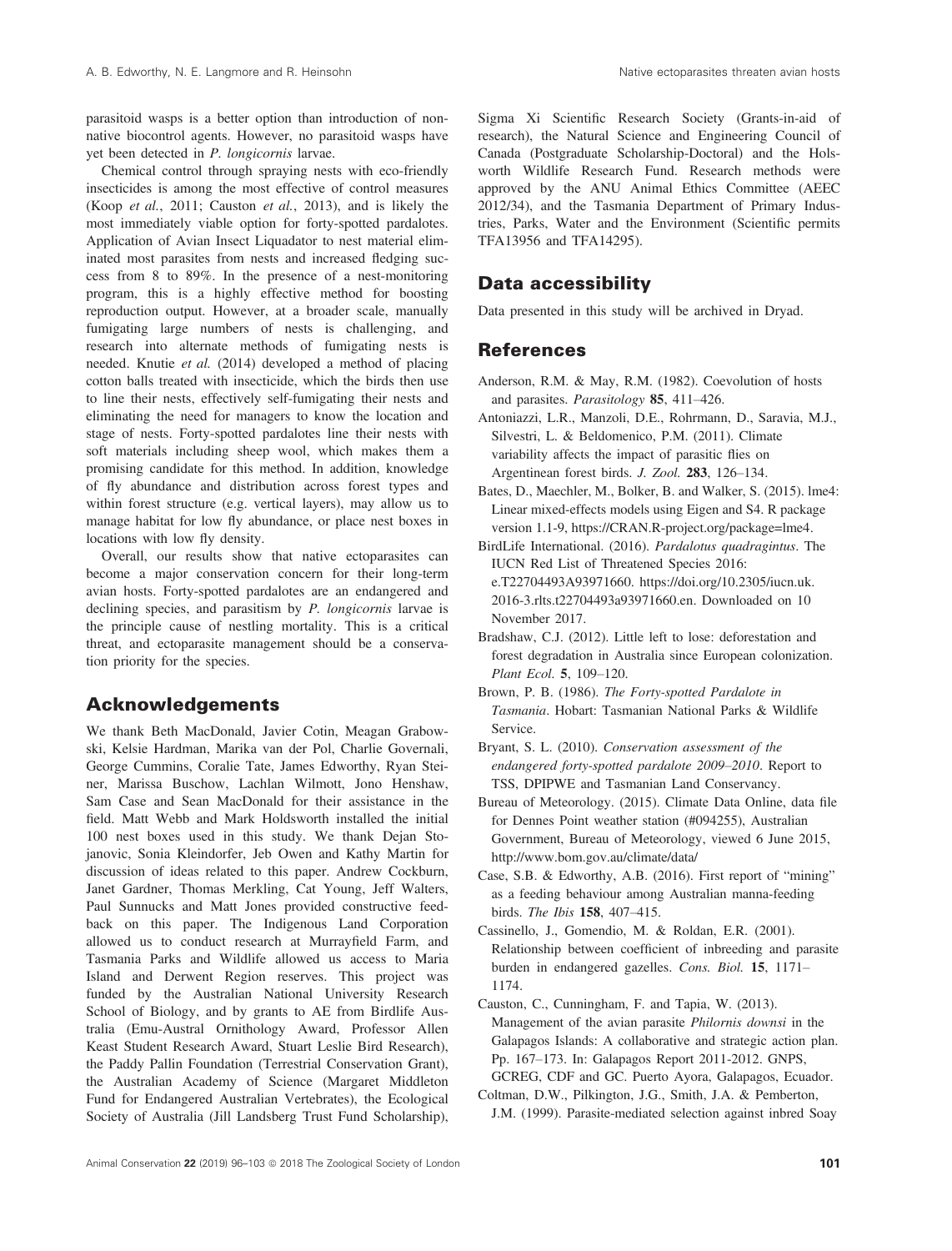parasitoid wasps is a better option than introduction of non-native biocontrol agents. However, no parasitoid wasps have yet been detected in *P. longicornis* larvae.

Chemical control through spraying nests with eco-friendly insecticides is among the most effective of control measures (Koop *et al.*, 2011; Causton *et al.*, 2013), and is likely the most immediately viable option for forty-spotted pardalotes. Application of Avian Insect Liquadator to nest material eliminated most parasites from nests and increased fledging success from 8 to 89%. In the presence of a nest-monitoring program, this is a highly effective method for boosting reproduction output. However, at a broader scale, manually fumigating large numbers of nests is challenging, and research into alternate methods of fumigating nests is needed. Knutie *et al.* (2014) developed a method of placing cotton balls treated with insecticide, which the birds then use to line their nests, effectively self-fumigating their nests and eliminating the need for managers to know the location and stage of nests. Forty-spotted pardalotes line their nests with soft materials including sheep wool, which makes them a promising candidate for this method. In addition, knowledge of fly abundance and distribution across forest types and within forest structure (e.g. vertical layers), may allow us to manage habitat for low fly abundance, or place nest boxes in locations with low fly density.

Overall, our results show that native ectoparasites can become a major conservation concern for their long-term avian hosts. Forty-spotted pardalotes are an endangered and declining species, and parasitism by *P. longicornis* larvae is the principle cause of nestling mortality. This is a critical threat, and ectoparasite management should be a conservation priority for the species.

## Acknowledgements

We thank Beth MacDonald, Javier Cotin, Meagan Grabowski, Kelsie Hardman, Marika van der Pol, Charlie Governali, George Cummins, Coralie Tate, James Edworthy, Ryan Steiner, Marissa Buschow, Lachlan Wilmott, Jono Henshaw, Sam Case and Sean MacDonald for their assistance in the field. Matt Webb and Mark Holdsworth installed the initial 100 nest boxes used in this study. We thank Dejan Stojanovic, Sonia Kleindorfer, Jeb Owen and Kathy Martin for discussion of ideas related to this paper. Andrew Cockburn, Janet Gardner, Thomas Merkling, Cat Young, Jeff Walters, Paul Sunnucks and Matt Jones provided constructive feedback on this paper. The Indigenous Land Corporation allowed us to conduct research at Murrayfield Farm, and Tasmania Parks and Wildlife allowed us access to Maria Island and Derwent Region reserves. This project was funded by the Australian National University Research School of Biology, and by grants to AE from Birdlife Australia (Emu-Austral Ornithology Award, Professor Allen Keast Student Research Award, Stuart Leslie Bird Research), the Paddy Pallin Foundation (Terrestrial Conservation Grant), the Australian Academy of Science (Margaret Middleton Fund for Endangered Australian Vertebrates), the Ecological Society of Australia (Jill Landsberg Trust Fund Scholarship), Sigma Xi Scientific Research Society (Grants-in-aid of research), the Natural Science and Engineering Council of Canada (Postgraduate Scholarship-Doctoral) and the Holsworth Wildlife Research Fund. Research methods were approved by the ANU Animal Ethics Committee (AEEC 2012/34), and the Tasmania Department of Primary Industries, Parks, Water and the Environment (Scientific permits TFA13956 and TFA14295).

## Data accessibility

Data presented in this study will be archived in Dryad.

## References

Anderson, R.M. & May, R.M. (1982). Coevolution of hosts and parasites. *Parasitology* **85**, 411–426.

Antoniazzi, L.R., Manzoli, D.E., Rohrmann, D., Saravia, M.J., Silvestri, L. & Beldomenico, P.M. (2011). Climate variability affects the impact of parasitic flies on Argentinean forest birds. *J. Zool.* **283**, 126–134.

Bates, D., Maechler, M., Bolker, B. and Walker, S. (2015). lme4: Linear mixed-effects models using Eigen and S4. R package version 1.1-9, https://CRAN.R-project.org/package=lme4.

BirdLife International. (2016). *Pardalotus quadragintus*. The IUCN Red List of Threatened Species 2016: e.T22704493A93971660. https://doi.org/10.2305/iucn.uk.2016-3.rlts.t22704493a93971660.en. Downloaded on 10 November 2017.

Bradshaw, C.J. (2012). Little left to lose: deforestation and forest degradation in Australia since European colonization. *Plant Ecol.* **5**, 109–120.

Brown, P. B. (1986). *The Forty-spotted Pardalote in Tasmania*. Hobart: Tasmanian National Parks & Wildlife Service.

Bryant, S. L. (2010). *Conservation assessment of the endangered forty-spotted pardalote 2009–2010*. Report to TSS, DPIPWE and Tasmanian Land Conservancy.

Bureau of Meteorology. (2015). Climate Data Online, data file for Dennes Point weather station (#094255), Australian Government, Bureau of Meteorology, viewed 6 June 2015, http://www.bom.gov.au/climate/data/

Case, S.B. & Edworthy, A.B. (2016). First report of "mining" as a feeding behaviour among Australian manna-feeding birds. *The Ibis* **158**, 407–415.

Cassinello, J., Gomendio, M. & Roldan, E.R. (2001). Relationship between coefficient of inbreeding and parasite burden in endangered gazelles. *Cons. Biol.* **15**, 1171–1174.

Causton, C., Cunningham, F. and Tapia, W. (2013). Management of the avian parasite *Philornis downsi* in the Galapagos Islands: A collaborative and strategic action plan. Pp. 167–173. In: Galapagos Report 2011-2012. GNPS, GCREG, CDF and GC. Puerto Ayora, Galapagos, Ecuador.

Coltman, D.W., Pilkington, J.G., Smith, J.A. & Pemberton, J.M. (1999). Parasite-mediated selection against inbred Soay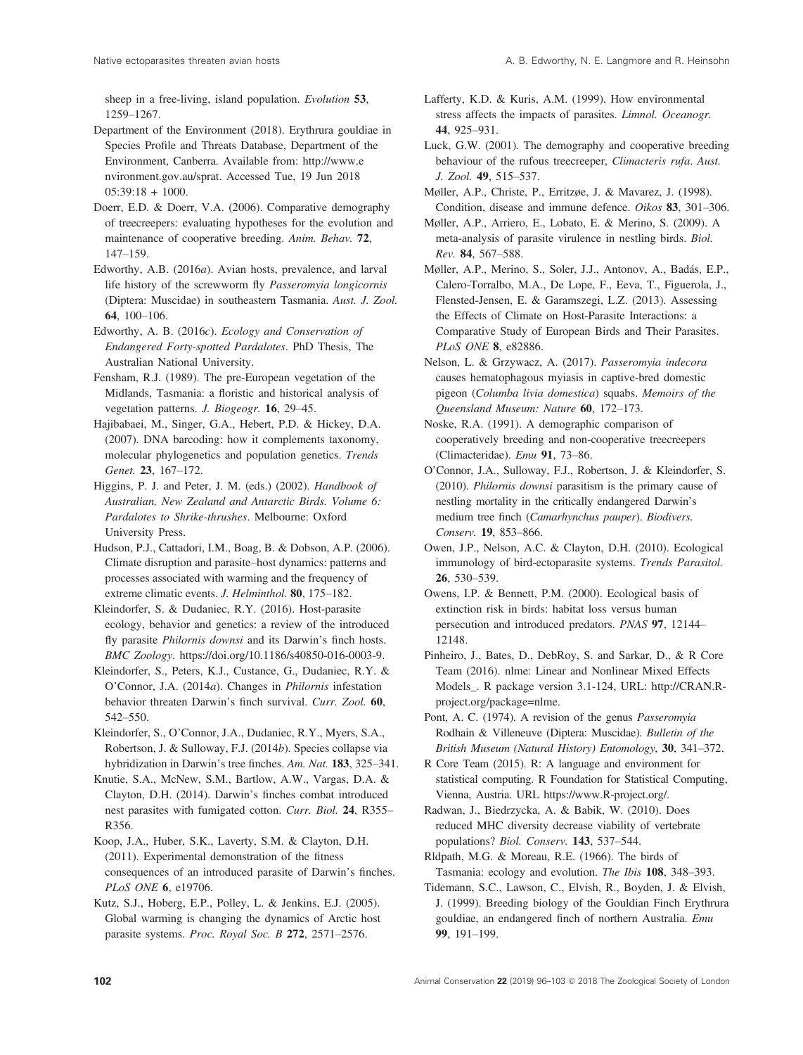sheep in a free-living, island population. *Evolution* **53**, 1259–1267.

Department of the Environment (2018). Erythrura gouldiae in Species Profile and Threats Database, Department of the Environment, Canberra. Available from: http://www.environment.gov.au/sprat. Accessed Tue, 19 Jun 2018 05:39:18 + 1000.

Doerr, E.D. & Doerr, V.A. (2006). Comparative demography of treecreepers: evaluating hypotheses for the evolution and maintenance of cooperative breeding. *Anim. Behav.* **72**, 147–159.

Edworthy, A.B. (2016*a*). Avian hosts, prevalence, and larval life history of the screwworm fly *Passeromyia longicornis* (Diptera: Muscidae) in southeastern Tasmania. *Aust. J. Zool.* **64**, 100–106.

Edworthy, A. B. (2016*c*). *Ecology and Conservation of Endangered Forty-spotted Pardalotes*. PhD Thesis, The Australian National University.

Fensham, R.J. (1989). The pre-European vegetation of the Midlands, Tasmania: a floristic and historical analysis of vegetation patterns. *J. Biogeogr.* **16**, 29–45.

Hajibabaei, M., Singer, G.A., Hebert, P.D. & Hickey, D.A. (2007). DNA barcoding: how it complements taxonomy, molecular phylogenetics and population genetics. *Trends Genet.* **23**, 167–172.

Higgins, P. J. and Peter, J. M. (eds.) (2002). *Handbook of Australian, New Zealand and Antarctic Birds. Volume 6: Pardalotes to Shrike-thrushes*. Melbourne: Oxford University Press.

Hudson, P.J., Cattadori, I.M., Boag, B. & Dobson, A.P. (2006). Climate disruption and parasite–host dynamics: patterns and processes associated with warming and the frequency of extreme climatic events. *J. Helminthol.* **80**, 175–182.

Kleindorfer, S. & Dudaniec, R.Y. (2016). Host-parasite ecology, behavior and genetics: a review of the introduced fly parasite *Philornis downsi* and its Darwin's finch hosts. *BMC Zoology*. https://doi.org/10.1186/s40850-016-0003-9.

Kleindorfer, S., Peters, K.J., Custance, G., Dudaniec, R.Y. & O'Connor, J.A. (2014*a*). Changes in *Philornis* infestation behavior threaten Darwin's finch survival. *Curr. Zool.* **60**, 542–550.

Kleindorfer, S., O'Connor, J.A., Dudaniec, R.Y., Myers, S.A., Robertson, J. & Sulloway, F.J. (2014*b*). Species collapse via hybridization in Darwin's tree finches. *Am. Nat.* **183**, 325–341.

Knutie, S.A., McNew, S.M., Bartlow, A.W., Vargas, D.A. & Clayton, D.H. (2014). Darwin's finches combat introduced nest parasites with fumigated cotton. *Curr. Biol.* **24**, R355–R356.

Koop, J.A., Huber, S.K., Laverty, S.M. & Clayton, D.H. (2011). Experimental demonstration of the fitness consequences of an introduced parasite of Darwin's finches. *PLoS ONE* **6**, e19706.

Kutz, S.J., Hoberg, E.P., Polley, L. & Jenkins, E.J. (2005). Global warming is changing the dynamics of Arctic host parasite systems. *Proc. Royal Soc. B* **272**, 2571–2576.

Lafferty, K.D. & Kuris, A.M. (1999). How environmental stress affects the impacts of parasites. *Limnol. Oceanogr.* **44**, 925–931.

Luck, G.W. (2001). The demography and cooperative breeding behaviour of the rufous treecreeper, *Climacteris rufa*. *Aust. J. Zool.* **49**, 515–537.

Møller, A.P., Christe, P., Erritzøe, J. & Mavarez, J. (1998). Condition, disease and immune defence. *Oikos* **83**, 301–306.

Møller, A.P., Arriero, E., Lobato, E. & Merino, S. (2009). A meta-analysis of parasite virulence in nestling birds. *Biol. Rev.* **84**, 567–588.

Møller, A.P., Merino, S., Soler, J.J., Antonov, A., Badás, E.P., Calero-Torralbo, M.A., De Lope, F., Eeva, T., Figuerola, J., Flensted-Jensen, E. & Garamszegi, L.Z. (2013). Assessing the Effects of Climate on Host-Parasite Interactions: a Comparative Study of European Birds and Their Parasites. *PLoS ONE* **8**, e82886.

Nelson, L. & Grzywacz, A. (2017). *Passeromyia indecora* causes hematophagous myiasis in captive-bred domestic pigeon (*Columba livia domestica*) squabs. *Memoirs of the Queensland Museum: Nature* **60**, 172–173.

Noske, R.A. (1991). A demographic comparison of cooperatively breeding and non-cooperative treecreepers (Climacteridae). *Emu* **91**, 73–86.

O'Connor, J.A., Sulloway, F.J., Robertson, J. & Kleindorfer, S. (2010). *Philornis downsi* parasitism is the primary cause of nestling mortality in the critically endangered Darwin's medium tree finch (*Camarhynchus pauper*). *Biodivers. Conserv.* **19**, 853–866.

Owen, J.P., Nelson, A.C. & Clayton, D.H. (2010). Ecological immunology of bird-ectoparasite systems. *Trends Parasitol.* **26**, 530–539.

Owens, I.P. & Bennett, P.M. (2000). Ecological basis of extinction risk in birds: habitat loss versus human persecution and introduced predators. *PNAS* **97**, 12144–12148.

Pinheiro, J., Bates, D., DebRoy, S. and Sarkar, D., & R Core Team (2016). nlme: Linear and Nonlinear Mixed Effects Models_. R package version 3.1-124, URL: http://CRAN.R-project.org/package=nlme.

Pont, A. C. (1974). A revision of the genus *Passeromyia* Rodhain & Villeneuve (Diptera: Muscidae). *Bulletin of the British Museum (Natural History) Entomology*, **30**, 341–372.

R Core Team (2015). R: A language and environment for statistical computing. R Foundation for Statistical Computing, Vienna, Austria. URL https://www.R-project.org/.

Radwan, J., Biedrzycka, A. & Babik, W. (2010). Does reduced MHC diversity decrease viability of vertebrate populations? *Biol. Conserv.* **143**, 537–544.

RIdpath, M.G. & Moreau, R.E. (1966). The birds of Tasmania: ecology and evolution. *The Ibis* **108**, 348–393.

Tidemann, S.C., Lawson, C., Elvish, R., Boyden, J. & Elvish, J. (1999). Breeding biology of the Gouldian Finch Erythrura gouldiae, an endangered finch of northern Australia. *Emu* **99**, 191–199.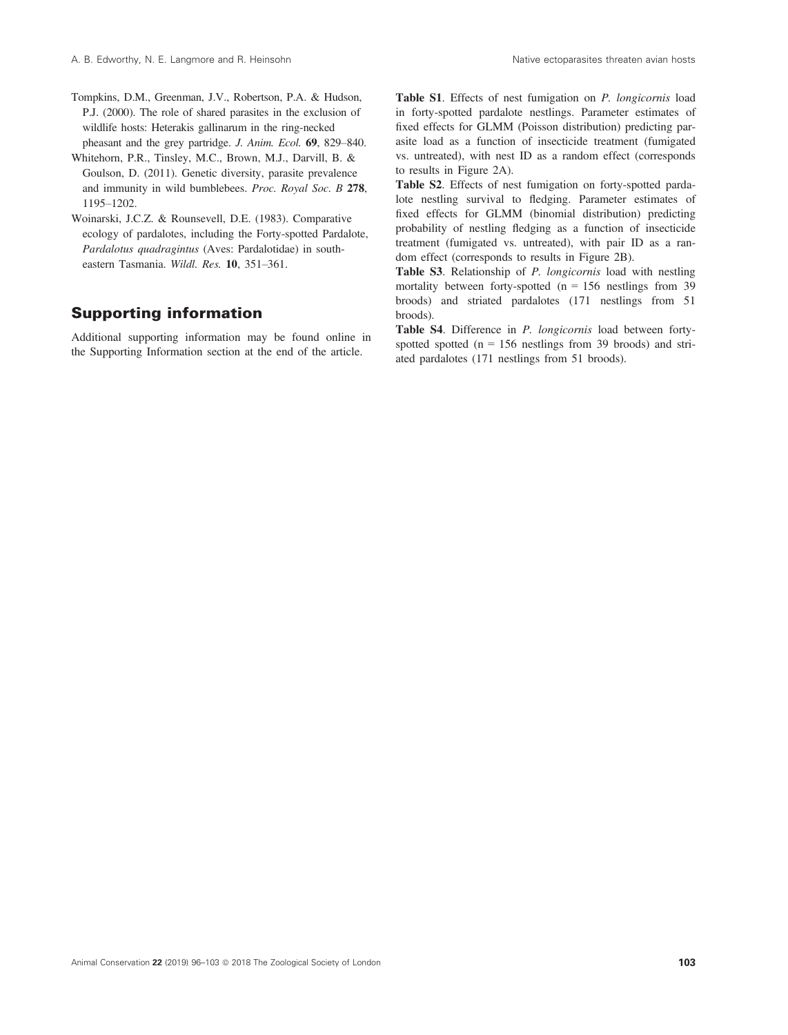Tompkins, D.M., Greenman, J.V., Robertson, P.A. & Hudson, P.J. (2000). The role of shared parasites in the exclusion of wildlife hosts: Heterakis gallinarum in the ring-necked pheasant and the grey partridge. *J. Anim. Ecol.* **69**, 829–840.

Whitehorn, P.R., Tinsley, M.C., Brown, M.J., Darvill, B. & Goulson, D. (2011). Genetic diversity, parasite prevalence and immunity in wild bumblebees. *Proc. Royal Soc. B* **278**, 1195–1202.

Woinarski, J.C.Z. & Rounsevell, D.E. (1983). Comparative ecology of pardalotes, including the Forty-spotted Pardalote, *Pardalotus quadragintus* (Aves: Pardalotidae) in south-eastern Tasmania. *Wildl. Res.* **10**, 351–361.

## Supporting information

Additional supporting information may be found online in the Supporting Information section at the end of the article.

**Table S1**. Effects of nest fumigation on *P. longicornis* load in forty-spotted pardalote nestlings. Parameter estimates of fixed effects for GLMM (Poisson distribution) predicting parasite load as a function of insecticide treatment (fumigated vs. untreated), with nest ID as a random effect (corresponds to results in Figure 2A).

**Table S2**. Effects of nest fumigation on forty-spotted pardalote nestling survival to fledging. Parameter estimates of fixed effects for GLMM (binomial distribution) predicting probability of nestling fledging as a function of insecticide treatment (fumigated vs. untreated), with pair ID as a random effect (corresponds to results in Figure 2B).

**Table S3**. Relationship of *P. longicornis* load with nestling mortality between forty-spotted (n = 156 nestlings from 39 broods) and striated pardalotes (171 nestlings from 51 broods).

**Table S4**. Difference in *P. longicornis* load between forty-spotted spotted (n = 156 nestlings from 39 broods) and striated pardalotes (171 nestlings from 51 broods).